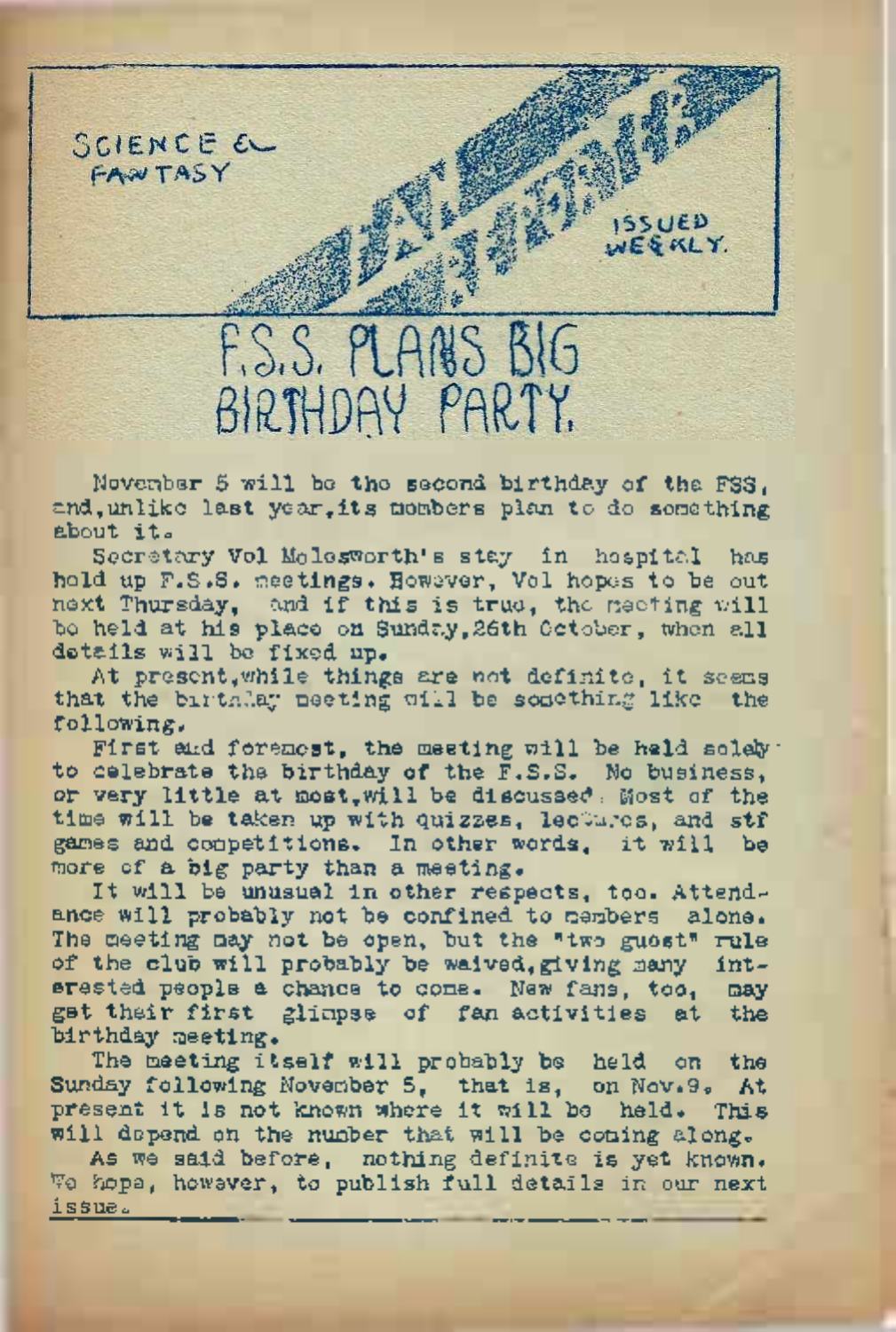SCIENCE & FANTASY

ISSUED WEEKLY.

# F.S.S. PLANS BIG BIRTHDAY PARTY.

November 5 will be the second birthday of the FSS, and, unlike last year, its members plan to do something about it.

Secretary Vol Molesworth's stay in hospital has held up F.S.S. meetings. However, Vol hopes to be out next Thursday, and if this is true, the meeting will be held at his place on Sunday, 26th October, when all details will be fixed up.

At present, while things are not definite, it seems that the birthday meeting will be something like the following.

First and foremost, the meeting will be held solely to celebrate the birthday of the F.S.S. No business, or very little at most, will be discussed. Most of the time will be taken up with quizzes, lectures, and stf games and competitions. In other words, it will be more of a big party than a meeting.

It will be unusual in other respects, too. Attendance will probably not be confined to members alone. The meeting may not be open, but the "two guest" rule of the club will probably be waived, giving many interested people a chance to come. New fans, too, may get their first glimpse of fan activities at the birthday meeting.

The meeting itself will probably be held on the Sunday following November 5, that is, on Nov. 9. At present it is not known where it will be held. This will depend on the number that will be coming along.

As we said before, nothing definite is yet known. We hope, however, to publish full details in our next issue.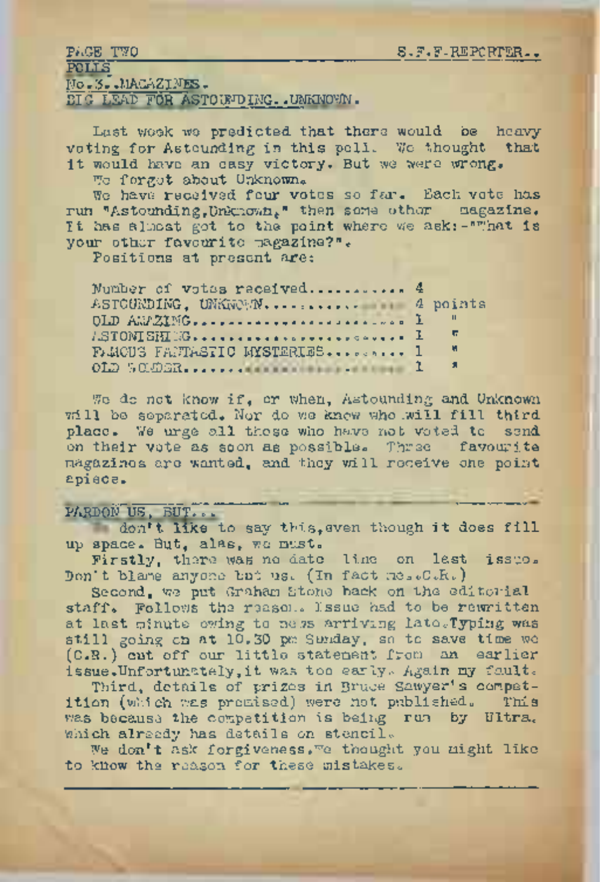## POLLS

### No.3..MAGAZINES.

### BIG LEAD FOR ASTOUNDING..UNKNOWN.

Last week we predicted that there would be heavy voting for Astounding in this poll. We thought that it would have an easy victory. But we were wrong.

We forgot about Unknown.

We have received four votes so far. Each vote has run "Astounding,Unknown," then some other magazine. It has almost got to the point where we ask:-"What is your other favourite magazine?".

Positions at present are:

| | | |
|---|---|---|
| Number of votes received........... | 4 | |
| ASTOUNDING, UNKNOWN.................. | 4 | points |
| OLD AMAZING.......................... | 1 | " |
| ASTONISHING.......................... | 1 | " |
| FAMOUS FANTASTIC MYSTERIES......... | 1 | " |
| OLD SOLDIER.......................... | 1 | " |

We do not know if, or when, Astounding and Unknown will be separated. Nor do we know who will fill third place. We urge all those who have not voted to send on their vote as soon as possible. Three favourite magazines are wanted, and they will receive one point apiece.

---

## PARDON US, BUT...

We don't like to say this,even though it does fill up space. But, alas, we must.

Firstly, there was no date line on last issue. Don't blame anyone but us. (In fact me..C.R.)

Second, we put Graham Stone back on the editorial staff. Follows the reason. Issue had to be rewritten at last minute owing to news arriving late.Typing was still going on at 10.30 pm Sunday, so to save time we (C.R.) cut off our little statement from an earlier issue.Unfortunately,it was too early. Again my fault.

Third, details of prizes in Bruce Sawyer's competition (which was promised) were not published. This was because the competition is being run by Ultra. which already has details on stencil.

We don't ask forgiveness.We thought you might like to know the reason for these mistakes.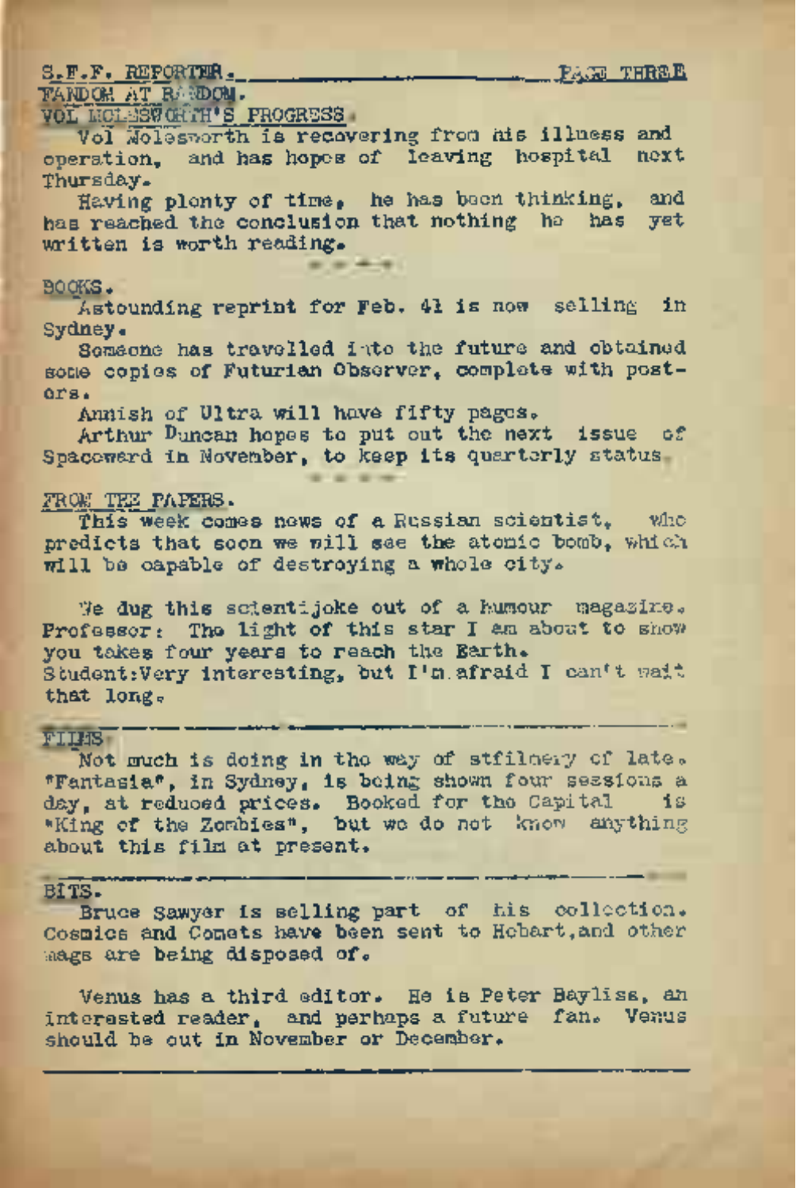## FANDOM AT RANDOM.

### VOL MOLESWORTH'S PROGRESS.

Vol Molesworth is recovering from his illness and operation, and has hopes of leaving hospital next Thursday.

Having plenty of time, he has been thinking, and has reached the conclusion that nothing he has yet written is worth reading.

- - - -

### BOOKS.

Astounding reprint for Feb. 41 is now selling in Sydney.

Someone has travelled into the future and obtained some copies of Futurian Observer, complete with posters.

Annish of Ultra will have fifty pages.

Arthur Duncan hopes to put out the next issue of Spaceward in November, to keep its quarterly status.

- - - -

### FROM THE PAPERS.

This week comes news of a Russian scientist, who predicts that soon we will see the atomic bomb, which will be capable of destroying a whole city.

We dug this scientijoke out of a humour magazine. Professor: The light of this star I am about to show you takes four years to reach the Earth.
Student: Very interesting, but I'm afraid I can't wait that long.

---

### FILMS.

Not much is doing in the way of stfilmery of late. "Fantasia", in Sydney, is being shown four sessions a day, at reduced prices. Booked for the Capital is "King of the Zombies", but we do not know anything about this film at present.

---

### BITS.

Bruce Sawyer is selling part of his collection. Cosmics and Comets have been sent to Hobart, and other mags are being disposed of.

Venus has a third editor. He is Peter Bayliss, an interested reader, and perhaps a future fan. Venus should be out in November or December.

---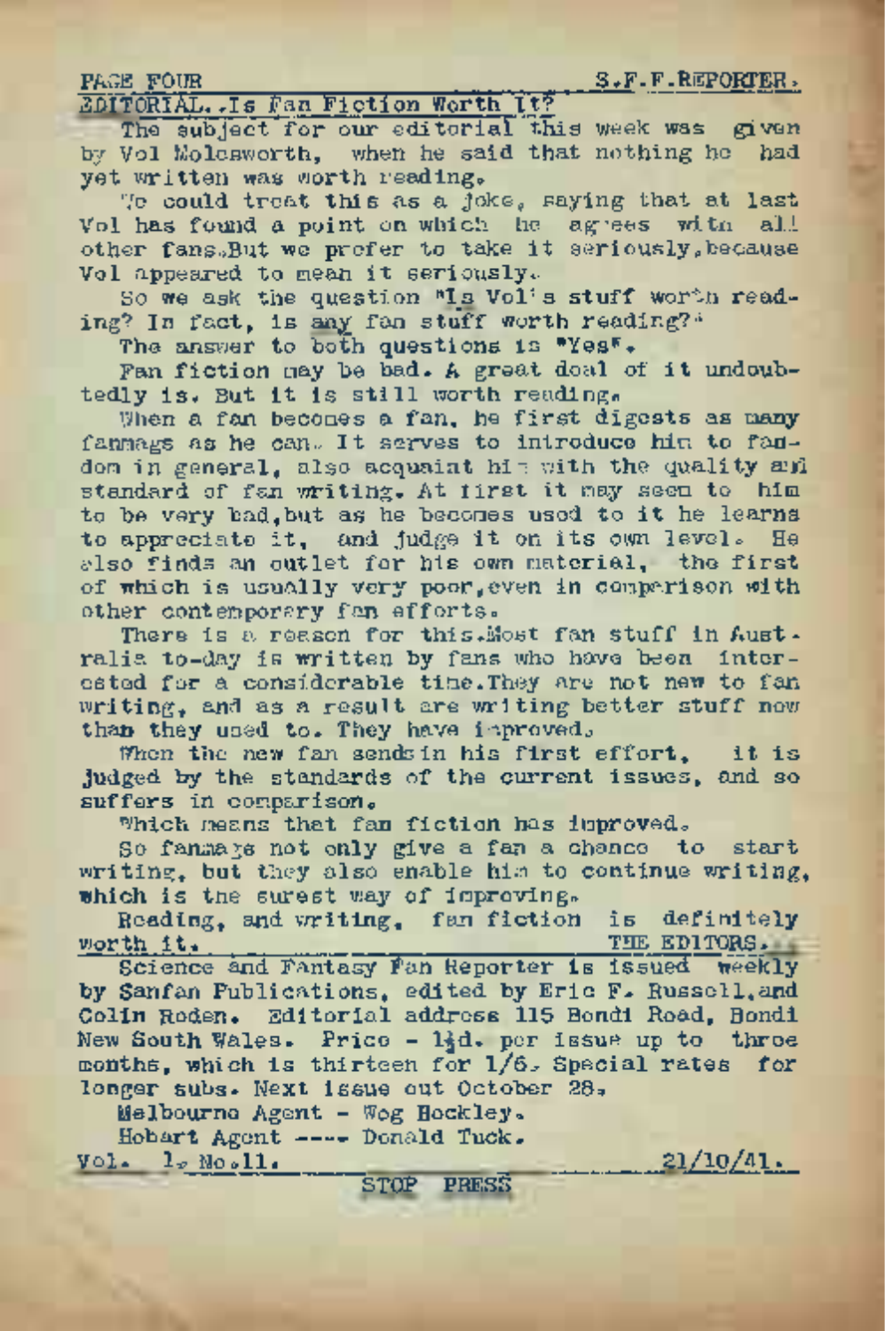## EDITORIAL. Is Fan Fiction Worth It?

The subject for our editorial this week was given by Vol Molesworth, when he said that nothing he had yet written was worth reading.

We could treat this as a joke, saying that at last Vol has found a point on which he agrees with all other fans. But we prefer to take it seriously, because Vol appeared to mean it seriously.

So we ask the question "Is Vol's stuff worth reading? In fact, is any fan stuff worth reading?"

The answer to both questions is "Yes".

Fan fiction may be bad. A great deal of it undoubtedly is. But it is still worth reading.

When a fan becomes a fan, he first digests as many fanmags as he can. It serves to introduce him to fandom in general, also acquaint him with the quality and standard of fan writing. At first it may seem to him to be very bad, but as he becomes used to it he learns to appreciate it, and judge it on its own level. He also finds an outlet for his own material, the first of which is usually very poor, even in comparison with other contemporary fan efforts.

There is a reason for this. Most fan stuff in Australia to-day is written by fans who have been interested for a considerable time. They are not new to fan writing, and as a result are writing better stuff now than they used to. They have improved.

When the new fan sends in his first effort, it is judged by the standards of the current issues, and so suffers in comparison.

Which means that fan fiction has improved.

So fanmags not only give a fan a chance to start writing, but they also enable him to continue writing, which is the surest way of improving.

Reading, and writing, fan fiction is definitely worth it.

THE EDITORS.

Science and Fantasy Fan Reporter is issued weekly by Sanfan Publications, edited by Eric F. Russell, and Colin Roden. Editorial address 115 Bondi Road, Bondi New South Wales. Price - 1½d. per issue up to three months, which is thirteen for 1/6. Special rates for longer subs. Next issue out October 28.

Melbourne Agent - Wog Hockley.

Hobart Agent ---- Donald Tuck.

Vol. 1. No. 11. 21/10/41.

STOP PRESS